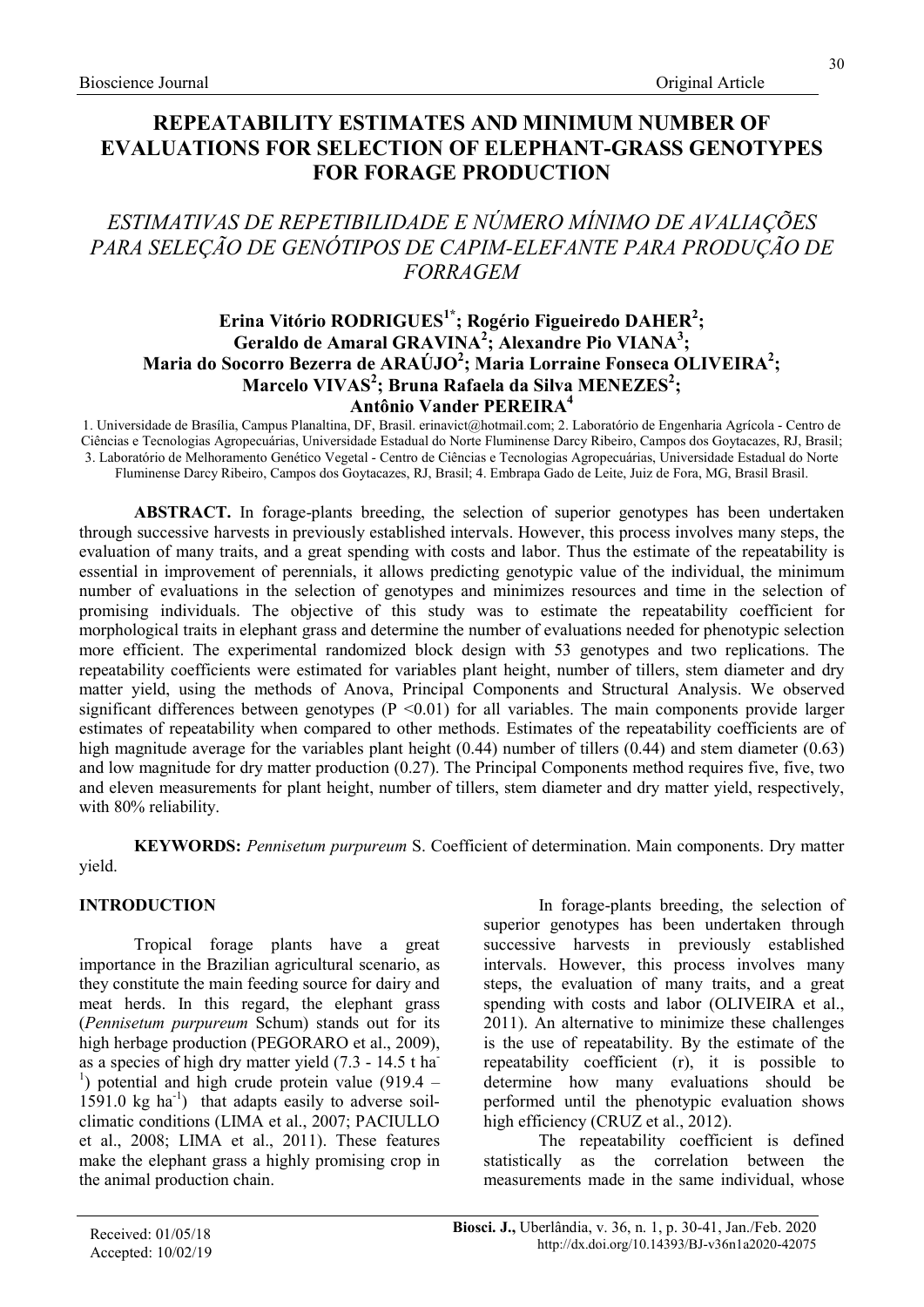# REPEATABILITY ESTIMATES AND MINIMUM NUMBER OF EVALUATIONS FOR SELECTION OF ELEPHANT-GRASS GENOTYPES FOR FORAGE PRODUCTION

## *ESTIMATIVAS DE REPETIBILIDADE E NÚMERO MÍNIMO DE AVALIAÇÕES PARA SELEÇÃO DE GENÓTIPOS DE CAPIM-ELEFANTE PARA PRODUÇÃO DE FORRAGEM*

**Erina Vitório RODRIGUES[1*]; Rogério Figueiredo DAHER[2]; Geraldo de Amaral GRAVINA[2]; Alexandre Pio VIANA[3]; Maria do Socorro Bezerra de ARAÚJO[2]; Maria Lorraine Fonseca OLIVEIRA[2]; Marcelo VIVAS[2]; Bruna Rafaela da Silva MENEZES[2]; Antônio Vander PEREIRA[4]**

1. Universidade de Brasília, Campus Planaltina, DF, Brasil. erinavict@hotmail.com; 2. Laboratório de Engenharia Agrícola - Centro de Ciências e Tecnologias Agropecuárias, Universidade Estadual do Norte Fluminense Darcy Ribeiro, Campos dos Goytacazes, RJ, Brasil; 3. Laboratório de Melhoramento Genético Vegetal - Centro de Ciências e Tecnologias Agropecuárias, Universidade Estadual do Norte Fluminense Darcy Ribeiro, Campos dos Goytacazes, RJ, Brasil; 4. Embrapa Gado de Leite, Juiz de Fora, MG, Brasil Brasil.

**ABSTRACT.** In forage-plants breeding, the selection of superior genotypes has been undertaken through successive harvests in previously established intervals. However, this process involves many steps, the evaluation of many traits, and a great spending with costs and labor. Thus the estimate of the repeatability is essential in improvement of perennials, it allows predicting genotypic value of the individual, the minimum number of evaluations in the selection of genotypes and minimizes resources and time in the selection of promising individuals. The objective of this study was to estimate the repeatability coefficient for morphological traits in elephant grass and determine the number of evaluations needed for phenotypic selection more efficient. The experimental randomized block design with 53 genotypes and two replications. The repeatability coefficients were estimated for variables plant height, number of tillers, stem diameter and dry matter yield, using the methods of Anova, Principal Components and Structural Analysis. We observed significant differences between genotypes ($P < 0.01$) for all variables. The main components provide larger estimates of repeatability when compared to other methods. Estimates of the repeatability coefficients are of high magnitude average for the variables plant height (0.44) number of tillers (0.44) and stem diameter (0.63) and low magnitude for dry matter production (0.27). The Principal Components method requires five, five, two and eleven measurements for plant height, number of tillers, stem diameter and dry matter yield, respectively, with 80% reliability.

**KEYWORDS:** *Pennisetum purpureum* S. Coefficient of determination. Main components. Dry matter yield.

## INTRODUCTION

Tropical forage plants have a great importance in the Brazilian agricultural scenario, as they constitute the main feeding source for dairy and meat herds. In this regard, the elephant grass (*Pennisetum purpureum* Schum) stands out for its high herbage production (PEGORARO et al., 2009), as a species of high dry matter yield (7.3 - 14.5 t $ha^{-1}$) potential and high crude protein value (919.4 – 1591.0 kg $ha^{-1}$) that adapts easily to adverse soil-climatic conditions (LIMA et al., 2007; PACIULLO et al., 2008; LIMA et al., 2011). These features make the elephant grass a highly promising crop in the animal production chain.

In forage-plants breeding, the selection of superior genotypes has been undertaken through successive harvests in previously established intervals. However, this process involves many steps, the evaluation of many traits, and a great spending with costs and labor (OLIVEIRA et al., 2011). An alternative to minimize these challenges is the use of repeatability. By the estimate of the repeatability coefficient (r), it is possible to determine how many evaluations should be performed until the phenotypic evaluation shows high efficiency (CRUZ et al., 2012).

The repeatability coefficient is defined statistically as the correlation between the measurements made in the same individual, whose

Received: 01/05/18
Accepted: 10/02/19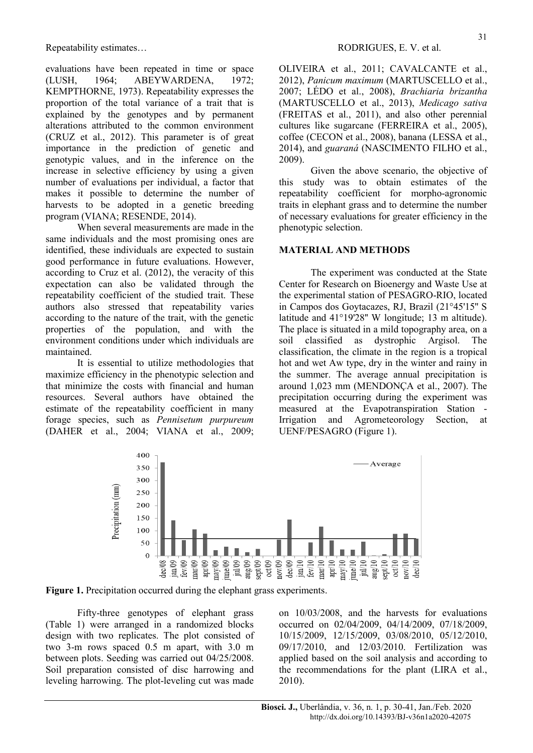evaluations have been repeated in time or space (LUSH, 1964; ABEYWARDENA, 1972; KEMPTHORNE, 1973). Repeatability expresses the proportion of the total variance of a trait that is explained by the genotypes and by permanent alterations attributed to the common environment (CRUZ et al., 2012). This parameter is of great importance in the prediction of genetic and genotypic values, and in the inference on the increase in selective efficiency by using a given number of evaluations per individual, a factor that makes it possible to determine the number of harvests to be adopted in a genetic breeding program (VIANA; RESENDE, 2014).

When several measurements are made in the same individuals and the most promising ones are identified, these individuals are expected to sustain good performance in future evaluations. However, according to Cruz et al. (2012), the veracity of this expectation can also be validated through the repeatability coefficient of the studied trait. These authors also stressed that repeatability varies according to the nature of the trait, with the genetic properties of the population, and with the environment conditions under which individuals are maintained.

It is essential to utilize methodologies that maximize efficiency in the phenotypic selection and that minimize the costs with financial and human resources. Several authors have obtained the estimate of the repeatability coefficient in many forage species, such as *Pennisetum purpureum* (DAHER et al., 2004; VIANA et al., 2009; OLIVEIRA et al., 2011; CAVALCANTE et al., 2012), *Panicum maximum* (MARTUSCELLO et al., 2007; LÉDO et al., 2008), *Brachiaria brizantha* (MARTUSCELLO et al., 2013), *Medicago sativa* (FREITAS et al., 2011), and also other perennial cultures like sugarcane (FERREIRA et al., 2005), coffee (CECON et al., 2008), banana (LESSA et al., 2014), and *guaraná* (NASCIMENTO FILHO et al., 2009).

Given the above scenario, the objective of this study was to obtain estimates of the repeatability coefficient for morpho-agronomic traits in elephant grass and to determine the number of necessary evaluations for greater efficiency in the phenotypic selection.

## MATERIAL AND METHODS

The experiment was conducted at the State Center for Research on Bioenergy and Waste Use at the experimental station of PESAGRO-RIO, located in Campos dos Goytacazes, RJ, Brazil (21°45'15" S latitude and 41°19'28" W longitude; 13 m altitude). The place is situated in a mild topography area, on a soil classified as dystrophic Argisol. The classification, the climate in the region is a tropical hot and wet Aw type, dry in the winter and rainy in the summer. The average annual precipitation is around 1,023 mm (MENDONÇA et al., 2007). The precipitation occurring during the experiment was measured at the Evapotranspiration Station - Irrigation and Agrometeorology Section, at UENF/PESAGRO (Figure 1).

**Figure 1.** Precipitation occurred during the elephant grass experiments.

Fifty-three genotypes of elephant grass (Table 1) were arranged in a randomized blocks design with two replicates. The plot consisted of two 3-m rows spaced 0.5 m apart, with 3.0 m between plots. Seeding was carried out 04/25/2008. Soil preparation consisted of disc harrowing and leveling harrowing. The plot-leveling cut was made on 10/03/2008, and the harvests for evaluations occurred on 02/04/2009, 04/14/2009, 07/18/2009, 10/15/2009, 12/15/2009, 03/08/2010, 05/12/2010, 09/17/2010, and 12/03/2010. Fertilization was applied based on the soil analysis and according to the recommendations for the plant (LIRA et al., 2010).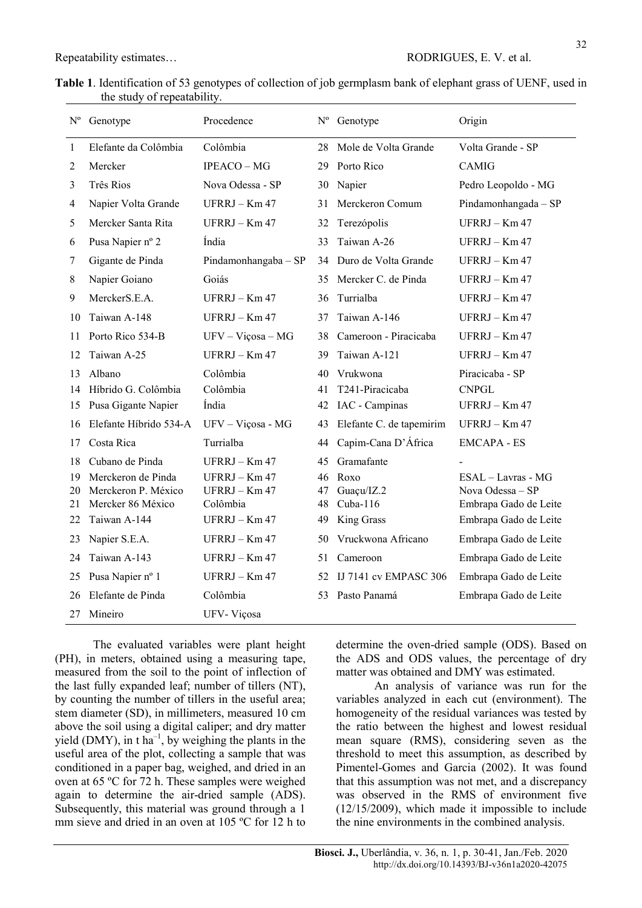**Table 1**. Identification of 53 genotypes of collection of job germplasm bank of elephant grass of UENF, used in the study of repeatability.

| Nº | Genotype | Procedence | Nº | Genotype | Origin |
|---|---|---|---|---|---|
| 1 | Elefante da Colômbia | Colômbia | 28 | Mole de Volta Grande | Volta Grande - SP |
| 2 | Mercker | IPEACO – MG | 29 | Porto Rico | CAMIG |
| 3 | Três Rios | Nova Odessa - SP | 30 | Napier | Pedro Leopoldo - MG |
| 4 | Napier Volta Grande | UFRRJ – Km 47 | 31 | Merckeron Comum | Pindamonhangaba – SP |
| 5 | Mercker Santa Rita | UFRRJ – Km 47 | 32 | Terezópolis | UFRRJ – Km 47 |
| 6 | Pusa Napier nº 2 | Índia | 33 | Taiwan A-26 | UFRRJ – Km 47 |
| 7 | Gigante de Pinda | Pindamonhangaba – SP | 34 | Duro de Volta Grande | UFRRJ – Km 47 |
| 8 | Napier Goiano | Goiás | 35 | Mercker C. de Pinda | UFRRJ – Km 47 |
| 9 | MerckerS.E.A. | UFRRJ – Km 47 | 36 | Turrialba | UFRRJ – Km 47 |
| 10 | Taiwan A-148 | UFRRJ – Km 47 | 37 | Taiwan A-146 | UFRRJ – Km 47 |
| 11 | Porto Rico 534-B | UFV – Viçosa – MG | 38 | Cameroon - Piracicaba | UFRRJ – Km 47 |
| 12 | Taiwan A-25 | UFRRJ – Km 47 | 39 | Taiwan A-121 | UFRRJ – Km 47 |
| 13 | Albano | Colômbia | 40 | Vrukwona | Piracicaba - SP |
| 14 | Híbrido G. Colômbia | Colômbia | 41 | T241-Piracicaba | CNPGL |
| 15 | Pusa Gigante Napier | Índia | 42 | IAC - Campinas | UFRRJ – Km 47 |
| 16 | Elefante Híbrido 534-A | UFV – Viçosa - MG | 43 | Elefante C. de tapemirim | UFRRJ – Km 47 |
| 17 | Costa Rica | Turrialba | 44 | Capim-Cana D'África | EMCAPA - ES |
| 18 | Cubano de Pinda | UFRRJ – Km 47 | 45 | Gramafante | - |
| 19 | Merckeron de Pinda | UFRRJ – Km 47 | 46 | Roxo | ESAL – Lavras - MG |
| 20 | Merckeron P. México | UFRRJ – Km 47 | 47 | Guaçu/IZ.2 | Nova Odessa – SP |
| 21 | Mercker 86 México | Colômbia | 48 | Cuba-116 | Embrapa Gado de Leite |
| 22 | Taiwan A-144 | UFRRJ – Km 47 | 49 | King Grass | Embrapa Gado de Leite |
| 23 | Napier S.E.A. | UFRRJ – Km 47 | 50 | Vruckwona Africano | Embrapa Gado de Leite |
| 24 | Taiwan A-143 | UFRRJ – Km 47 | 51 | Cameroon | Embrapa Gado de Leite |
| 25 | Pusa Napier nº 1 | UFRRJ – Km 47 | 52 | IJ 7141 cv EMPASC 306 | Embrapa Gado de Leite |
| 26 | Elefante de Pinda | Colômbia | 53 | Pasto Panamá | Embrapa Gado de Leite |
| 27 | Mineiro | UFV- Viçosa | | | |

The evaluated variables were plant height (PH), in meters, obtained using a measuring tape, measured from the soil to the point of inflection of the last fully expanded leaf; number of tillers (NT), by counting the number of tillers in the useful area; stem diameter (SD), in millimeters, measured 10 cm above the soil using a digital caliper; and dry matter yield (DMY), in t ha$^{-1}$, by weighing the plants in the useful area of the plot, collecting a sample that was conditioned in a paper bag, weighed, and dried in an oven at 65 ºC for 72 h. These samples were weighed again to determine the air-dried sample (ADS). Subsequently, this material was ground through a 1 mm sieve and dried in an oven at 105 ºC for 12 h to determine the oven-dried sample (ODS). Based on the ADS and ODS values, the percentage of dry matter was obtained and DMY was estimated.

An analysis of variance was run for the variables analyzed in each cut (environment). The homogeneity of the residual variances was tested by the ratio between the highest and lowest residual mean square (RMS), considering seven as the threshold to meet this assumption, as described by Pimentel-Gomes and Garcia (2002). It was found that this assumption was not met, and a discrepancy was observed in the RMS of environment five (12/15/2009), which made it impossible to include the nine environments in the combined analysis.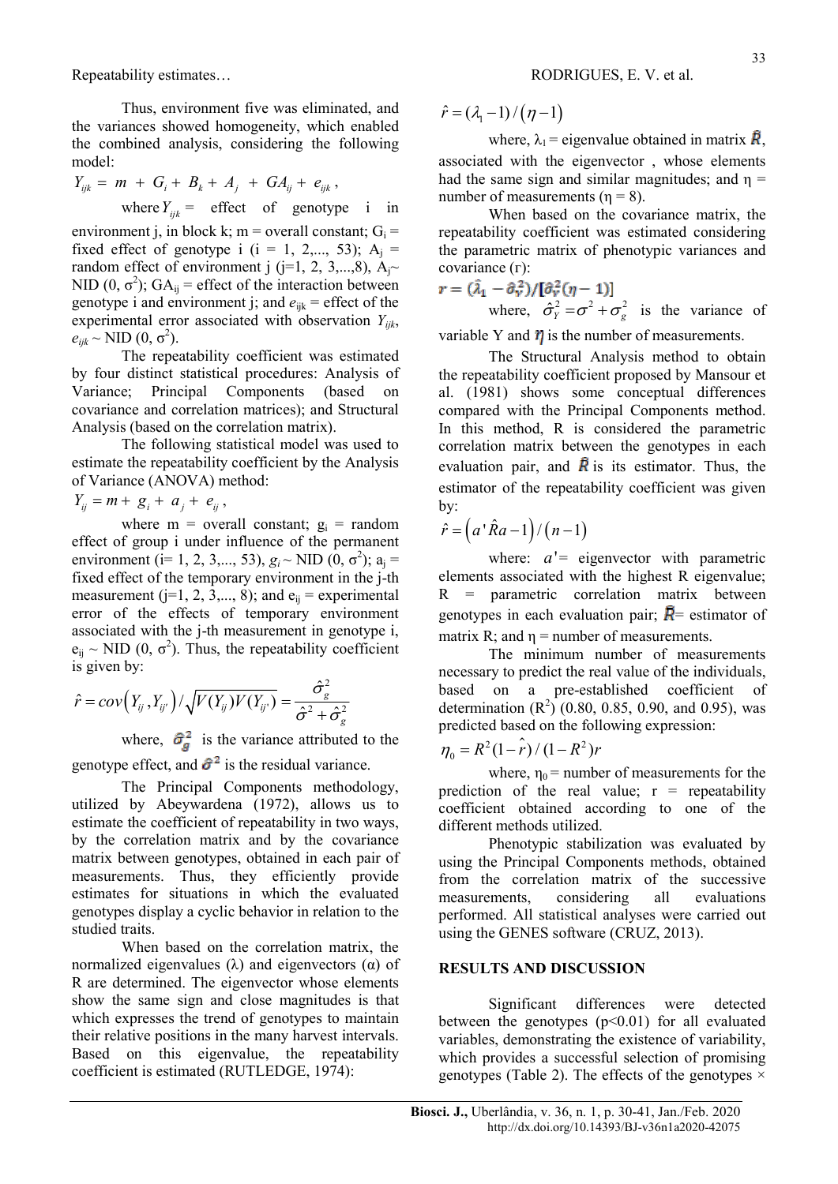Thus, environment five was eliminated, and the variances showed homogeneity, which enabled the combined analysis, considering the following model:

$$Y_{ijk} = m + G_i + B_k + A_j + GA_{ij} + e_{ijk},$$

where $Y_{ijk}$ = effect of genotype i in environment j, in block k; m = overall constant; $G_i$ = fixed effect of genotype i (i = 1, 2,..., 53); $A_j$ = random effect of environment j (j=1, 2, 3,...,8), $A_j \sim NID(0, \sigma^2)$; $GA_{ij}$ = effect of the interaction between genotype i and environment j; and $e_{ijk}$ = effect of the experimental error associated with observation $Y_{ijk}$, $e_{ijk} \sim NID(0, \sigma^2)$.

The repeatability coefficient was estimated by four distinct statistical procedures: Analysis of Variance; Principal Components (based on covariance and correlation matrices); and Structural Analysis (based on the correlation matrix).

The following statistical model was used to estimate the repeatability coefficient by the Analysis of Variance (ANOVA) method:

$$Y_{ij} = m + g_i + a_j + e_{ij},$$

where m = overall constant; $g_i$ = random effect of group i under influence of the permanent environment (i= 1, 2, 3,..., 53), $g_i \sim NID(0, \sigma^2)$; $a_j$ = fixed effect of the temporary environment in the j-th measurement (j=1, 2, 3,..., 8); and $e_{ij}$ = experimental error of the effects of temporary environment associated with the j-th measurement in genotype i, $e_{ij} \sim NID(0, \sigma^2)$. Thus, the repeatability coefficient is given by:

$$\hat{r} = cov\left(Y_{ij}, Y_{ij'}\right) / \sqrt{V(Y_{ij})V(Y_{ij'})} = \frac{\hat{\sigma}_g^2}{\hat{\sigma}^2 + \hat{\sigma}_g^2}$$

where, $\hat{\sigma}_g^2$ is the variance attributed to the genotype effect, and $\hat{\sigma}^2$ is the residual variance.

The Principal Components methodology, utilized by Abeywardena (1972), allows us to estimate the coefficient of repeatability in two ways, by the correlation matrix and by the covariance matrix between genotypes, obtained in each pair of measurements. Thus, they efficiently provide estimates for situations in which the evaluated genotypes display a cyclic behavior in relation to the studied traits.

When based on the correlation matrix, the normalized eigenvalues (λ) and eigenvectors (α) of R are determined. The eigenvector whose elements show the same sign and close magnitudes is that which expresses the trend of genotypes to maintain their relative positions in the many harvest intervals. Based on this eigenvalue, the repeatability coefficient is estimated (RUTLEDGE, 1974):

$$\hat{r} = (\lambda_1 - 1) / (\eta - 1)$$

where, $\lambda_1$ = eigenvalue obtained in matrix $\hat{R}$, associated with the eigenvector , whose elements had the same sign and similar magnitudes; and η = number of measurements (η = 8).

When based on the covariance matrix, the repeatability coefficient was estimated considering the parametric matrix of phenotypic variances and covariance (Γ):

$$r = (\hat{\lambda}_1 - \hat{\sigma}_Y^2) / [\hat{\sigma}_Y^2(\eta - 1)]$$

where, $\hat{\sigma}_Y^2 = \sigma^2 + \sigma_g^2$ is the variance of variable Y and $\eta$ is the number of measurements.

The Structural Analysis method to obtain the repeatability coefficient proposed by Mansour et al. (1981) shows some conceptual differences compared with the Principal Components method. In this method, R is considered the parametric correlation matrix between the genotypes in each evaluation pair, and $\hat{R}$ is its estimator. Thus, the estimator of the repeatability coefficient was given by:

$$\hat{r} = \left(a'\hat{R}a - 1\right) / (n - 1)$$

where: $a'$ = eigenvector with parametric elements associated with the highest R eigenvalue; R = parametric correlation matrix between genotypes in each evaluation pair; $\hat{R}$ = estimator of matrix R; and η = number of measurements.

The minimum number of measurements necessary to predict the real value of the individuals, based on a pre-established coefficient of determination ($R^2$) (0.80, 0.85, 0.90, and 0.95), was predicted based on the following expression:

$$\eta_0 = R^2(1 - \hat{r}) / (1 - R^2)r$$

where, $\eta_0$ = number of measurements for the prediction of the real value; r = repeatability coefficient obtained according to one of the different methods utilized.

Phenotypic stabilization was evaluated by using the Principal Components methods, obtained from the correlation matrix of the successive measurements, considering all evaluations performed. All statistical analyses were carried out using the GENES software (CRUZ, 2013).

## RESULTS AND DISCUSSION

Significant differences were detected between the genotypes ($p<0.01$) for all evaluated variables, demonstrating the existence of variability, which provides a successful selection of promising genotypes (Table 2). The effects of the genotypes ×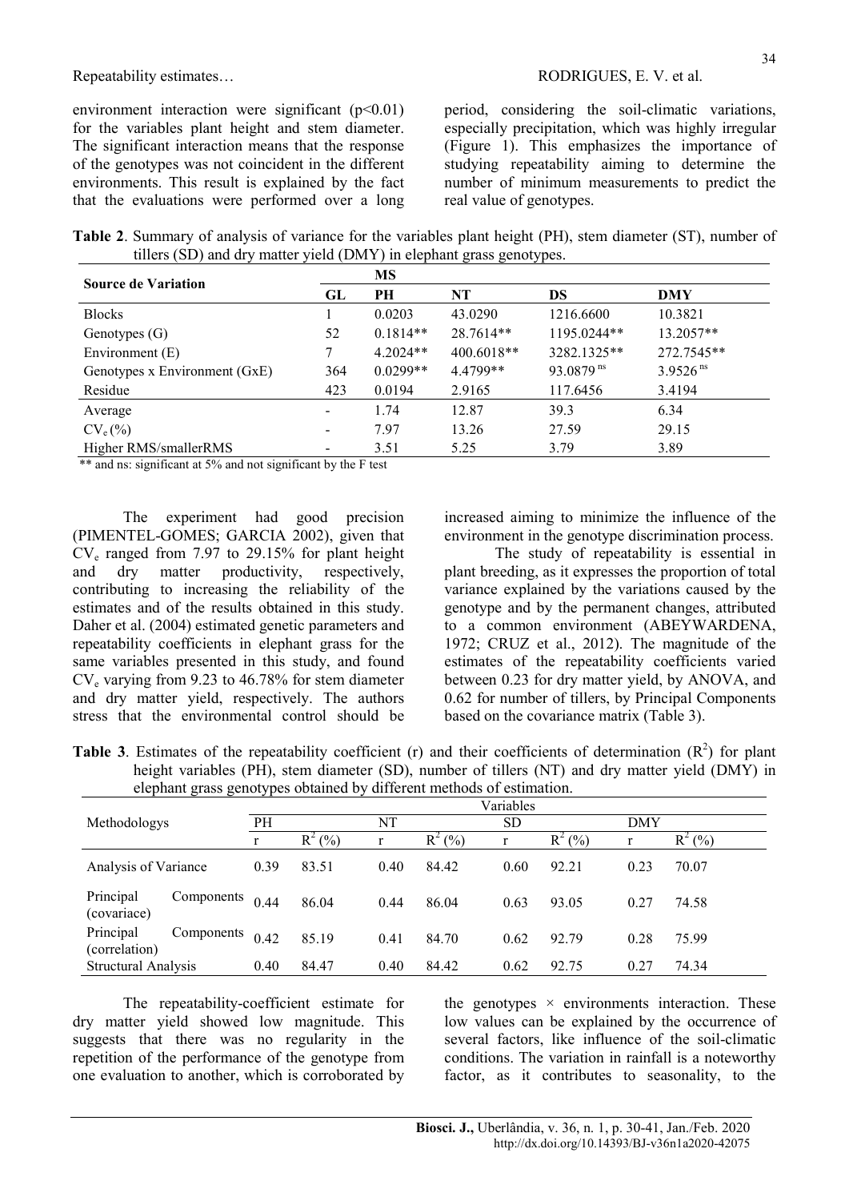environment interaction were significant (p<0.01) for the variables plant height and stem diameter. The significant interaction means that the response of the genotypes was not coincident in the different environments. This result is explained by the fact that the evaluations were performed over a long period, considering the soil-climatic variations, especially precipitation, which was highly irregular (Figure 1). This emphasizes the importance of studying repeatability aiming to determine the number of minimum measurements to predict the real value of genotypes.

**Table 2**. Summary of analysis of variance for the variables plant height (PH), stem diameter (ST), number of tillers (SD) and dry matter yield (DMY) in elephant grass genotypes.

| Source de Variation | GL | MS PH | NT | DS | DMY |
|---|---|---|---|---|---|
| Blocks | 1 | 0.0203 | 43.0290 | 1216.6600 | 10.3821 |
| Genotypes (G) | 52 | 0.1814** | 28.7614** | 1195.0244** | 13.2057** |
| Environment (E) | 7 | 4.2024** | 400.6018** | 3282.1325** | 272.7545** |
| Genotypes x Environment (GxE) | 364 | 0.0299** | 4.4799** | 93.0879 $^{ns}$ | 3.9526 $^{ns}$ |
| Residue | 423 | 0.0194 | 2.9165 | 117.6456 | 3.4194 |
| Average | - | 1.74 | 12.87 | 39.3 | 6.34 |
| $CV_e$ (%) | - | 7.97 | 13.26 | 27.59 | 29.15 |
| Higher RMS/smallerRMS | - | 3.51 | 5.25 | 3.79 | 3.89 |

** and ns: significant at 5% and not significant by the F test

The experiment had good precision (PIMENTEL-GOMES; GARCIA 2002), given that $CV_e$ ranged from 7.97 to 29.15% for plant height and dry matter productivity, respectively, contributing to increasing the reliability of the estimates and of the results obtained in this study. Daher et al. (2004) estimated genetic parameters and repeatability coefficients in elephant grass for the same variables presented in this study, and found $CV_e$ varying from 9.23 to 46.78% for stem diameter and dry matter yield, respectively. The authors stress that the environmental control should be increased aiming to minimize the influence of the environment in the genotype discrimination process.

The study of repeatability is essential in plant breeding, as it expresses the proportion of total variance explained by the variations caused by the genotype and by the permanent changes, attributed to a common environment (ABEYWARDENA, 1972; CRUZ et al., 2012). The magnitude of the estimates of the repeatability coefficients varied between 0.23 for dry matter yield, by ANOVA, and 0.62 for number of tillers, by Principal Components based on the covariance matrix (Table 3).

**Table 3**. Estimates of the repeatability coefficient (r) and their coefficients of determination ($R^2$) for plant height variables (PH), stem diameter (SD), number of tillers (NT) and dry matter yield (DMY) in elephant grass genotypes obtained by different methods of estimation.

| Methodologys | PH | | NT | | SD | | DMY | |
|---|---|---|---|---|---|---|---|---|
| | r | $R^2$ (%) | r | $R^2$ (%) | r | $R^2$ (%) | r | $R^2$ (%) |
| Analysis of Variance | 0.39 | 83.51 | 0.40 | 84.42 | 0.60 | 92.21 | 0.23 | 70.07 |
| Principal Components (covariace) | 0.44 | 86.04 | 0.44 | 86.04 | 0.63 | 93.05 | 0.27 | 74.58 |
| Principal Components (correlation) | 0.42 | 85.19 | 0.41 | 84.70 | 0.62 | 92.79 | 0.28 | 75.99 |
| Structural Analysis | 0.40 | 84.47 | 0.40 | 84.42 | 0.62 | 92.75 | 0.27 | 74.34 |

The repeatability-coefficient estimate for dry matter yield showed low magnitude. This suggests that there was no regularity in the repetition of the performance of the genotype from one evaluation to another, which is corroborated by the genotypes × environments interaction. These low values can be explained by the occurrence of several factors, like influence of the soil-climatic conditions. The variation in rainfall is a noteworthy factor, as it contributes to seasonality, to the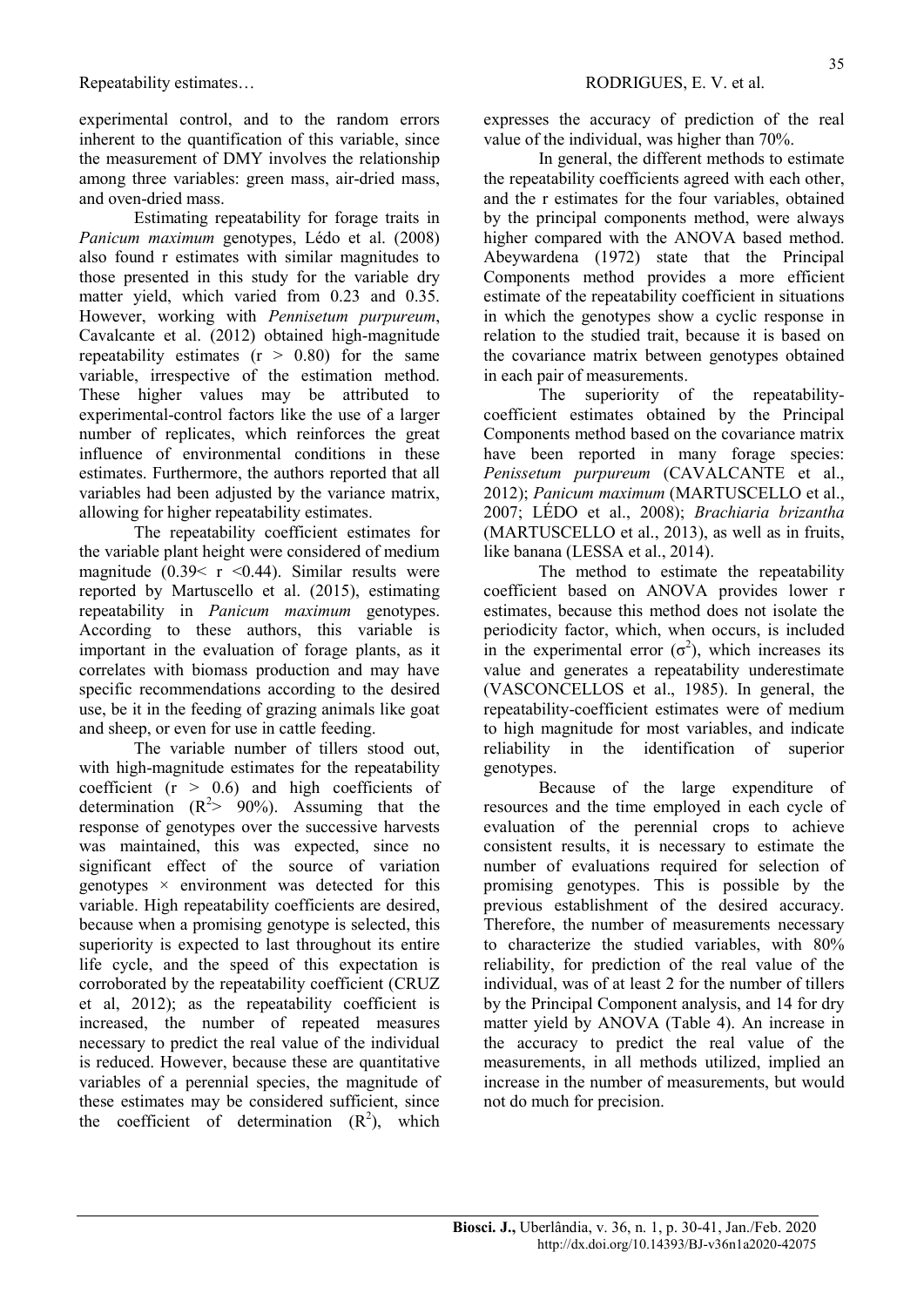experimental control, and to the random errors inherent to the quantification of this variable, since the measurement of DMY involves the relationship among three variables: green mass, air-dried mass, and oven-dried mass.

Estimating repeatability for forage traits in *Panicum maximum* genotypes, Lédo et al. (2008) also found r estimates with similar magnitudes to those presented in this study for the variable dry matter yield, which varied from 0.23 and 0.35. However, working with *Pennisetum purpureum*, Cavalcante et al. (2012) obtained high-magnitude repeatability estimates ($r > 0.80$) for the same variable, irrespective of the estimation method. These higher values may be attributed to experimental-control factors like the use of a larger number of replicates, which reinforces the great influence of environmental conditions in these estimates. Furthermore, the authors reported that all variables had been adjusted by the variance matrix, allowing for higher repeatability estimates.

The repeatability coefficient estimates for the variable plant height were considered of medium magnitude ($0.39 < r < 0.44$). Similar results were reported by Martuscello et al. (2015), estimating repeatability in *Panicum maximum* genotypes. According to these authors, this variable is important in the evaluation of forage plants, as it correlates with biomass production and may have specific recommendations according to the desired use, be it in the feeding of grazing animals like goat and sheep, or even for use in cattle feeding.

The variable number of tillers stood out, with high-magnitude estimates for the repeatability coefficient ($r > 0.6$) and high coefficients of determination ($R^2 > 90\%$). Assuming that the response of genotypes over the successive harvests was maintained, this was expected, since no significant effect of the source of variation genotypes × environment was detected for this variable. High repeatability coefficients are desired, because when a promising genotype is selected, this superiority is expected to last throughout its entire life cycle, and the speed of this expectation is corroborated by the repeatability coefficient (CRUZ et al, 2012); as the repeatability coefficient is increased, the number of repeated measures necessary to predict the real value of the individual is reduced. However, because these are quantitative variables of a perennial species, the magnitude of these estimates may be considered sufficient, since the coefficient of determination ($R^2$), which expresses the accuracy of prediction of the real value of the individual, was higher than 70%.

In general, the different methods to estimate the repeatability coefficients agreed with each other, and the r estimates for the four variables, obtained by the principal components method, were always higher compared with the ANOVA based method. Abeywardena (1972) state that the Principal Components method provides a more efficient estimate of the repeatability coefficient in situations in which the genotypes show a cyclic response in relation to the studied trait, because it is based on the covariance matrix between genotypes obtained in each pair of measurements.

The superiority of the repeatability-coefficient estimates obtained by the Principal Components method based on the covariance matrix have been reported in many forage species: *Penissetum purpureum* (CAVALCANTE et al., 2012); *Panicum maximum* (MARTUSCELLO et al., 2007; LÉDO et al., 2008); *Brachiaria brizantha* (MARTUSCELLO et al., 2013), as well as in fruits, like banana (LESSA et al., 2014).

The method to estimate the repeatability coefficient based on ANOVA provides lower r estimates, because this method does not isolate the periodicity factor, which, when occurs, is included in the experimental error ($\sigma^2$), which increases its value and generates a repeatability underestimate (VASCONCELLOS et al., 1985). In general, the repeatability-coefficient estimates were of medium to high magnitude for most variables, and indicate reliability in the identification of superior genotypes.

Because of the large expenditure of resources and the time employed in each cycle of evaluation of the perennial crops to achieve consistent results, it is necessary to estimate the number of evaluations required for selection of promising genotypes. This is possible by the previous establishment of the desired accuracy. Therefore, the number of measurements necessary to characterize the studied variables, with 80% reliability, for prediction of the real value of the individual, was of at least 2 for the number of tillers by the Principal Component analysis, and 14 for dry matter yield by ANOVA (Table 4). An increase in the accuracy to predict the real value of the measurements, in all methods utilized, implied an increase in the number of measurements, but would not do much for precision.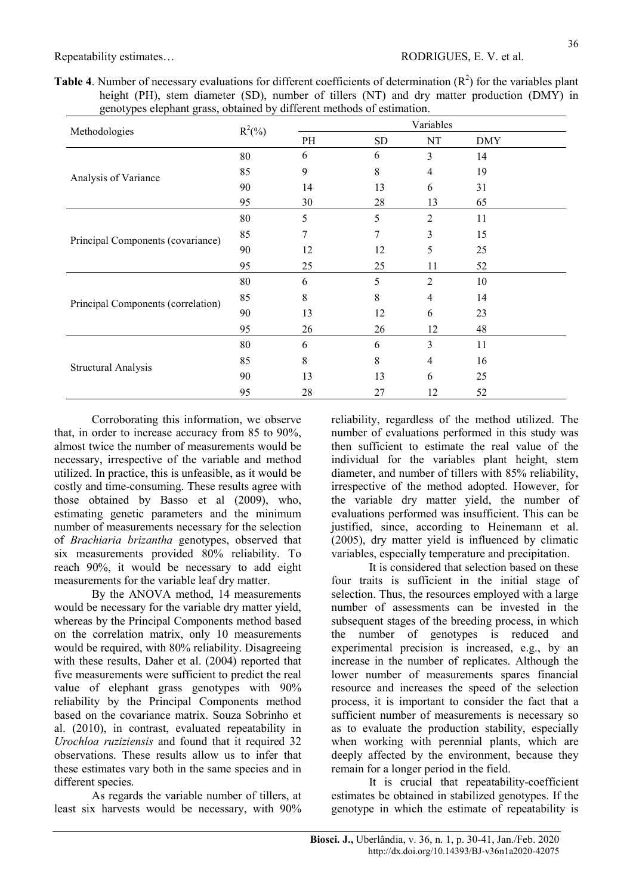**Table 4**. Number of necessary evaluations for different coefficients of determination ($R^2$) for the variables plant height (PH), stem diameter (SD), number of tillers (NT) and dry matter production (DMY) in genotypes elephant grass, obtained by different methods of estimation.

| Methodologies | $R^2$(%) | Variables | | | |
|---|---|---|---|---|---|
| | | PH | SD | NT | DMY |
| Analysis of Variance | 80 | 6 | 6 | 3 | 14 |
| | 85 | 9 | 8 | 4 | 19 |
| | 90 | 14 | 13 | 6 | 31 |
| | 95 | 30 | 28 | 13 | 65 |
| Principal Components (covariance) | 80 | 5 | 5 | 2 | 11 |
| | 85 | 7 | 7 | 3 | 15 |
| | 90 | 12 | 12 | 5 | 25 |
| | 95 | 25 | 25 | 11 | 52 |
| Principal Components (correlation) | 80 | 6 | 5 | 2 | 10 |
| | 85 | 8 | 8 | 4 | 14 |
| | 90 | 13 | 12 | 6 | 23 |
| | 95 | 26 | 26 | 12 | 48 |
| Structural Analysis | 80 | 6 | 6 | 3 | 11 |
| | 85 | 8 | 8 | 4 | 16 |
| | 90 | 13 | 13 | 6 | 25 |
| | 95 | 28 | 27 | 12 | 52 |

Corroborating this information, we observe that, in order to increase accuracy from 85 to 90%, almost twice the number of measurements would be necessary, irrespective of the variable and method utilized. In practice, this is unfeasible, as it would be costly and time-consuming. These results agree with those obtained by Basso et al (2009), who, estimating genetic parameters and the minimum number of measurements necessary for the selection of *Brachiaria brizantha* genotypes, observed that six measurements provided 80% reliability. To reach 90%, it would be necessary to add eight measurements for the variable leaf dry matter.

By the ANOVA method, 14 measurements would be necessary for the variable dry matter yield, whereas by the Principal Components method based on the correlation matrix, only 10 measurements would be required, with 80% reliability. Disagreeing with these results, Daher et al. (2004) reported that five measurements were sufficient to predict the real value of elephant grass genotypes with 90% reliability by the Principal Components method based on the covariance matrix. Souza Sobrinho et al. (2010), in contrast, evaluated repeatability in *Urochloa ruziziensis* and found that it required 32 observations. These results allow us to infer that these estimates vary both in the same species and in different species.

As regards the variable number of tillers, at least six harvests would be necessary, with 90% reliability, regardless of the method utilized. The number of evaluations performed in this study was then sufficient to estimate the real value of the individual for the variables plant height, stem diameter, and number of tillers with 85% reliability, irrespective of the method adopted. However, for the variable dry matter yield, the number of evaluations performed was insufficient. This can be justified, since, according to Heinemann et al. (2005), dry matter yield is influenced by climatic variables, especially temperature and precipitation.

It is considered that selection based on these four traits is sufficient in the initial stage of selection. Thus, the resources employed with a large number of assessments can be invested in the subsequent stages of the breeding process, in which the number of genotypes is reduced and experimental precision is increased, e.g., by an increase in the number of replicates. Although the lower number of measurements spares financial resource and increases the speed of the selection process, it is important to consider the fact that a sufficient number of measurements is necessary so as to evaluate the production stability, especially when working with perennial plants, which are deeply affected by the environment, because they remain for a longer period in the field.

It is crucial that repeatability-coefficient estimates be obtained in stabilized genotypes. If the genotype in which the estimate of repeatability is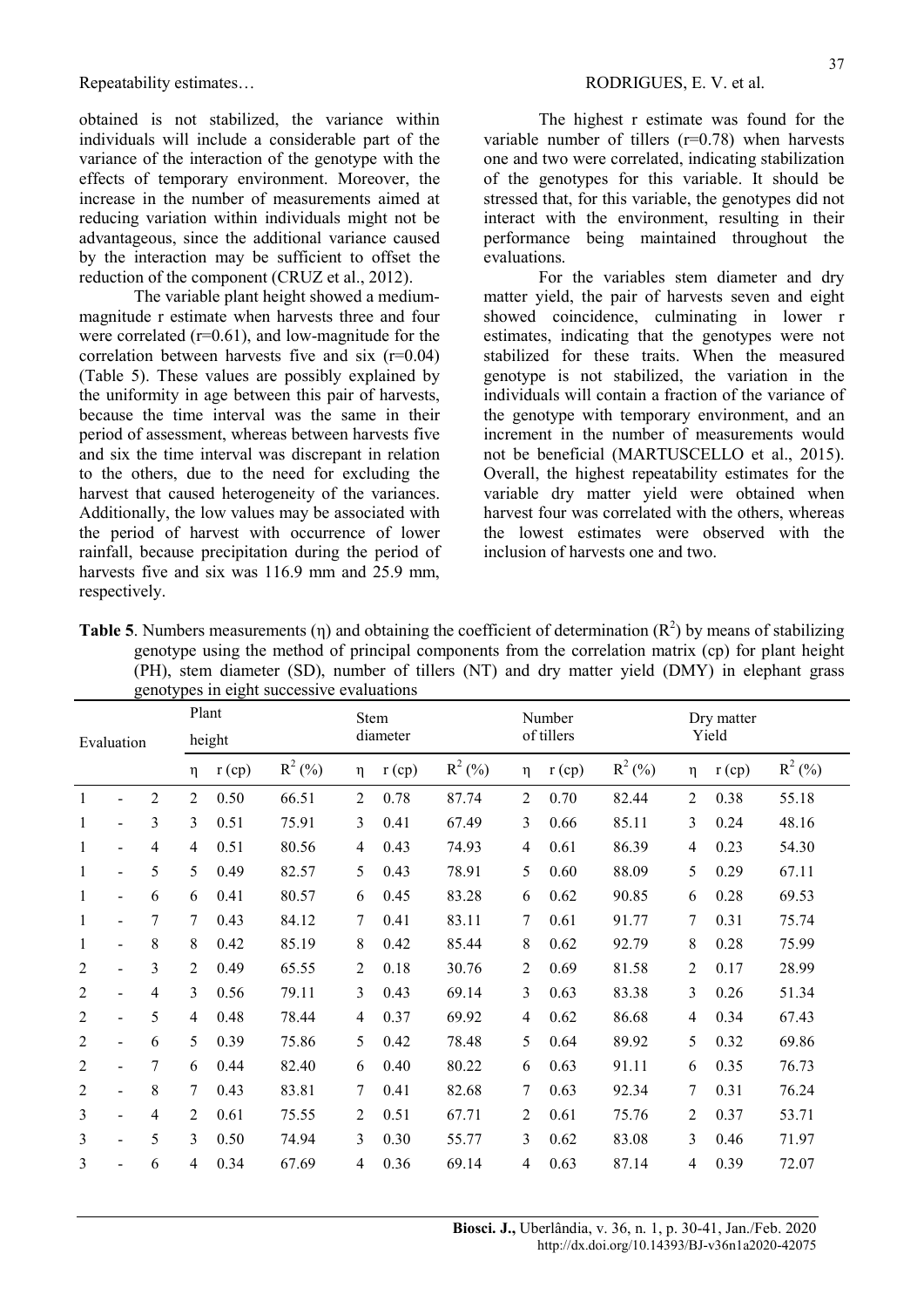obtained is not stabilized, the variance within individuals will include a considerable part of the variance of the interaction of the genotype with the effects of temporary environment. Moreover, the increase in the number of measurements aimed at reducing variation within individuals might not be advantageous, since the additional variance caused by the interaction may be sufficient to offset the reduction of the component (CRUZ et al., 2012).

The variable plant height showed a medium-magnitude r estimate when harvests three and four were correlated (r=0.61), and low-magnitude for the correlation between harvests five and six (r=0.04) (Table 5). These values are possibly explained by the uniformity in age between this pair of harvests, because the time interval was the same in their period of assessment, whereas between harvests five and six the time interval was discrepant in relation to the others, due to the need for excluding the harvest that caused heterogeneity of the variances. Additionally, the low values may be associated with the period of harvest with occurrence of lower rainfall, because precipitation during the period of harvests five and six was 116.9 mm and 25.9 mm, respectively.

The highest r estimate was found for the variable number of tillers (r=0.78) when harvests one and two were correlated, indicating stabilization of the genotypes for this variable. It should be stressed that, for this variable, the genotypes did not interact with the environment, resulting in their performance being maintained throughout the evaluations.

For the variables stem diameter and dry matter yield, the pair of harvests seven and eight showed coincidence, culminating in lower r estimates, indicating that the genotypes were not stabilized for these traits. When the measured genotype is not stabilized, the variation in the individuals will contain a fraction of the variance of the genotype with temporary environment, and an increment in the number of measurements would not be beneficial (MARTUSCELLO et al., 2015). Overall, the highest repeatability estimates for the variable dry matter yield were obtained when harvest four was correlated with the others, whereas the lowest estimates were observed with the inclusion of harvests one and two.

**Table 5**. Numbers measurements (η) and obtaining the coefficient of determination ($R^2$) by means of stabilizing genotype using the method of principal components from the correlation matrix (cp) for plant height (PH), stem diameter (SD), number of tillers (NT) and dry matter yield (DMY) in elephant grass genotypes in eight successive evaluations

| Evaluation | | | Plant height | | | Stem diameter | | | Number of tillers | | | Dry matter Yield | | |
|---|---|---|---|---|---|---|---|---|---|---|---|---|---|---|
| | | | η | r (cp) | $R^2$ (%) | η | r (cp) | $R^2$ (%) | η | r (cp) | $R^2$ (%) | η | r (cp) | $R^2$ (%) |
| 1 | - | 2 | 2 | 0.50 | 66.51 | 2 | 0.78 | 87.74 | 2 | 0.70 | 82.44 | 2 | 0.38 | 55.18 |
| 1 | - | 3 | 3 | 0.51 | 75.91 | 3 | 0.41 | 67.49 | 3 | 0.66 | 85.11 | 3 | 0.24 | 48.16 |
| 1 | - | 4 | 4 | 0.51 | 80.56 | 4 | 0.43 | 74.93 | 4 | 0.61 | 86.39 | 4 | 0.23 | 54.30 |
| 1 | - | 5 | 5 | 0.49 | 82.57 | 5 | 0.43 | 78.91 | 5 | 0.60 | 88.09 | 5 | 0.29 | 67.11 |
| 1 | - | 6 | 6 | 0.41 | 80.57 | 6 | 0.45 | 83.28 | 6 | 0.62 | 90.85 | 6 | 0.28 | 69.53 |
| 1 | - | 7 | 7 | 0.43 | 84.12 | 7 | 0.41 | 83.11 | 7 | 0.61 | 91.77 | 7 | 0.31 | 75.74 |
| 1 | - | 8 | 8 | 0.42 | 85.19 | 8 | 0.42 | 85.44 | 8 | 0.62 | 92.79 | 8 | 0.28 | 75.99 |
| 2 | - | 3 | 2 | 0.49 | 65.55 | 2 | 0.18 | 30.76 | 2 | 0.69 | 81.58 | 2 | 0.17 | 28.99 |
| 2 | - | 4 | 3 | 0.56 | 79.11 | 3 | 0.43 | 69.14 | 3 | 0.63 | 83.38 | 3 | 0.26 | 51.34 |
| 2 | - | 5 | 4 | 0.48 | 78.44 | 4 | 0.37 | 69.92 | 4 | 0.62 | 86.68 | 4 | 0.34 | 67.43 |
| 2 | - | 6 | 5 | 0.39 | 75.86 | 5 | 0.42 | 78.48 | 5 | 0.64 | 89.92 | 5 | 0.32 | 69.86 |
| 2 | - | 7 | 6 | 0.44 | 82.40 | 6 | 0.40 | 80.22 | 6 | 0.63 | 91.11 | 6 | 0.35 | 76.73 |
| 2 | - | 8 | 7 | 0.43 | 83.81 | 7 | 0.41 | 82.68 | 7 | 0.63 | 92.34 | 7 | 0.31 | 76.24 |
| 3 | - | 4 | 2 | 0.61 | 75.55 | 2 | 0.51 | 67.71 | 2 | 0.61 | 75.76 | 2 | 0.37 | 53.71 |
| 3 | - | 5 | 3 | 0.50 | 74.94 | 3 | 0.30 | 55.77 | 3 | 0.62 | 83.08 | 3 | 0.46 | 71.97 |
| 3 | - | 6 | 4 | 0.34 | 67.69 | 4 | 0.36 | 69.14 | 4 | 0.63 | 87.14 | 4 | 0.39 | 72.07 |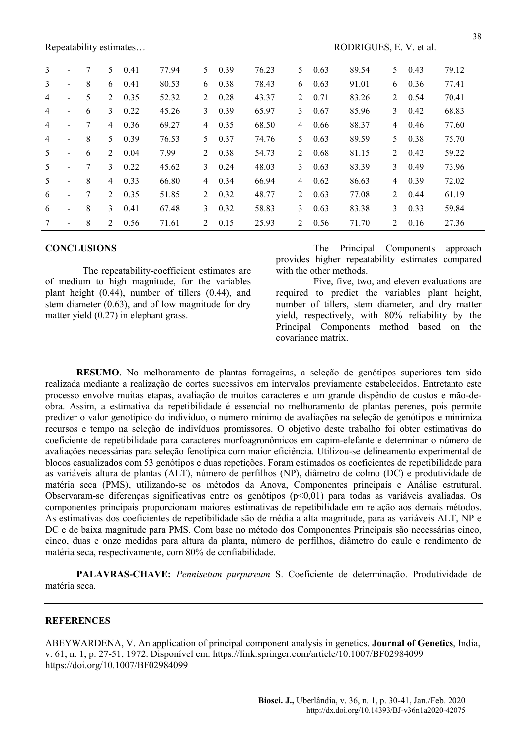| | | | | | | | | | | | | | | | |
|---|---|---|---|---|---|---|---|---|---|---|---|---|---|---|---|
| 3 | - | 7 | 5 | 0.41 | 77.94 | 5 | 0.39 | 76.23 | 5 | 0.63 | 89.54 | 5 | 0.43 | 79.12 |
| 3 | - | 8 | 6 | 0.41 | 80.53 | 6 | 0.38 | 78.43 | 6 | 0.63 | 91.01 | 6 | 0.36 | 77.41 |
| 4 | - | 5 | 2 | 0.35 | 52.32 | 2 | 0.28 | 43.37 | 2 | 0.71 | 83.26 | 2 | 0.54 | 70.41 |
| 4 | - | 6 | 3 | 0.22 | 45.26 | 3 | 0.39 | 65.97 | 3 | 0.67 | 85.96 | 3 | 0.42 | 68.83 |
| 4 | - | 7 | 4 | 0.36 | 69.27 | 4 | 0.35 | 68.50 | 4 | 0.66 | 88.37 | 4 | 0.46 | 77.60 |
| 4 | - | 8 | 5 | 0.39 | 76.53 | 5 | 0.37 | 74.76 | 5 | 0.63 | 89.59 | 5 | 0.38 | 75.70 |
| 5 | - | 6 | 2 | 0.04 | 7.99 | 2 | 0.38 | 54.73 | 2 | 0.68 | 81.15 | 2 | 0.42 | 59.22 |
| 5 | - | 7 | 3 | 0.22 | 45.62 | 3 | 0.24 | 48.03 | 3 | 0.63 | 83.39 | 3 | 0.49 | 73.96 |
| 5 | - | 8 | 4 | 0.33 | 66.80 | 4 | 0.34 | 66.94 | 4 | 0.62 | 86.63 | 4 | 0.39 | 72.02 |
| 6 | - | 7 | 2 | 0.35 | 51.85 | 2 | 0.32 | 48.77 | 2 | 0.63 | 77.08 | 2 | 0.44 | 61.19 |
| 6 | - | 8 | 3 | 0.41 | 67.48 | 3 | 0.32 | 58.83 | 3 | 0.63 | 83.38 | 3 | 0.33 | 59.84 |
| 7 | - | 8 | 2 | 0.56 | 71.61 | 2 | 0.15 | 25.93 | 2 | 0.56 | 71.70 | 2 | 0.16 | 27.36 |

## CONCLUSIONS

The repeatability-coefficient estimates are of medium to high magnitude, for the variables plant height (0.44), number of tillers (0.44), and stem diameter (0.63), and of low magnitude for dry matter yield (0.27) in elephant grass.

The Principal Components approach provides higher repeatability estimates compared with the other methods.

Five, five, two, and eleven evaluations are required to predict the variables plant height, number of tillers, stem diameter, and dry matter yield, respectively, with 80% reliability by the Principal Components method based on the covariance matrix.

**RESUMO**. No melhoramento de plantas forrageiras, a seleção de genótipos superiores tem sido realizada mediante a realização de cortes sucessivos em intervalos previamente estabelecidos. Entretanto este processo envolve muitas etapas, avaliação de muitos caracteres e um grande dispêndio de custos e mão-de-obra. Assim, a estimativa da repetibilidade é essencial no melhoramento de plantas perenes, pois permite predizer o valor genotípico do indivíduo, o número mínimo de avaliações na seleção de genótipos e minimiza recursos e tempo na seleção de indivíduos promissores. O objetivo deste trabalho foi obter estimativas do coeficiente de repetibilidade para caracteres morfoagronômicos em capim-elefante e determinar o número de avaliações necessárias para seleção fenotípica com maior eficiência. Utilizou-se delineamento experimental de blocos casualizados com 53 genótipos e duas repetições. Foram estimados os coeficientes de repetibilidade para as variáveis altura de plantas (ALT), número de perfilhos (NP), diâmetro de colmo (DC) e produtividade de matéria seca (PMS), utilizando-se os métodos da Anova, Componentes principais e Análise estrutural. Observaram-se diferenças significativas entre os genótipos ($p<0,01$) para todas as variáveis avaliadas. Os componentes principais proporcionam maiores estimativas de repetibilidade em relação aos demais métodos. As estimativas dos coeficientes de repetibilidade são de média a alta magnitude, para as variáveis ALT, NP e DC e de baixa magnitude para PMS. Com base no método dos Componentes Principais são necessárias cinco, cinco, duas e onze medidas para altura da planta, número de perfilhos, diâmetro do caule e rendimento de matéria seca, respectivamente, com 80% de confiabilidade.

**PALAVRAS-CHAVE:** *Pennisetum purpureum* S. Coeficiente de determinação. Produtividade de matéria seca.

## REFERENCES

ABEYWARDENA, V. An application of principal component analysis in genetics. **Journal of Genetics**, India, v. 61, n. 1, p. 27-51, 1972. Disponível em: https://link.springer.com/article/10.1007/BF02984099 https://doi.org/10.1007/BF02984099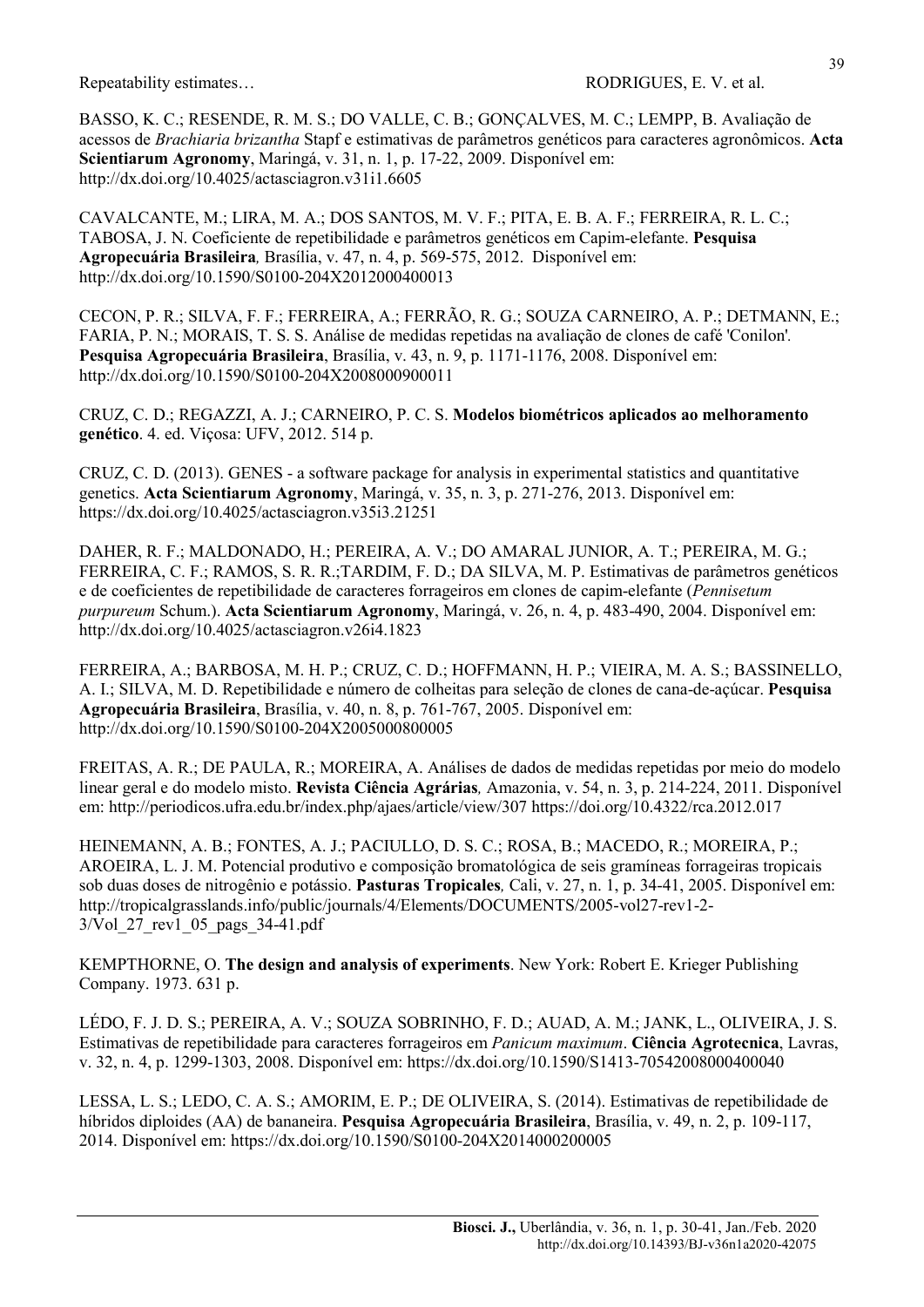BASSO, K. C.; RESENDE, R. M. S.; DO VALLE, C. B.; GONÇALVES, M. C.; LEMPP, B. Avaliação de acessos de *Brachiaria brizantha* Stapf e estimativas de parâmetros genéticos para caracteres agronômicos. **Acta Scientiarum Agronomy**, Maringá, v. 31, n. 1, p. 17-22, 2009. Disponível em: http://dx.doi.org/10.4025/actasciagron.v31i1.6605

CAVALCANTE, M.; LIRA, M. A.; DOS SANTOS, M. V. F.; PITA, E. B. A. F.; FERREIRA, R. L. C.; TABOSA, J. N. Coeficiente de repetibilidade e parâmetros genéticos em Capim-elefante. **Pesquisa Agropecuária Brasileira***,* Brasília, v. 47, n. 4, p. 569-575, 2012. Disponível em: http://dx.doi.org/10.1590/S0100-204X2012000400013

CECON, P. R.; SILVA, F. F.; FERREIRA, A.; FERRÃO, R. G.; SOUZA CARNEIRO, A. P.; DETMANN, E.; FARIA, P. N.; MORAIS, T. S. S. Análise de medidas repetidas na avaliação de clones de café 'Conilon'. **Pesquisa Agropecuária Brasileira**, Brasília, v. 43, n. 9, p. 1171-1176, 2008. Disponível em: http://dx.doi.org/10.1590/S0100-204X2008000900011

CRUZ, C. D.; REGAZZI, A. J.; CARNEIRO, P. C. S. **Modelos biométricos aplicados ao melhoramento genético**. 4. ed. Viçosa: UFV, 2012. 514 p.

CRUZ, C. D. (2013). GENES - a software package for analysis in experimental statistics and quantitative genetics. **Acta Scientiarum Agronomy**, Maringá, v. 35, n. 3, p. 271-276, 2013. Disponível em: https://dx.doi.org/10.4025/actasciagron.v35i3.21251

DAHER, R. F.; MALDONADO, H.; PEREIRA, A. V.; DO AMARAL JUNIOR, A. T.; PEREIRA, M. G.; FERREIRA, C. F.; RAMOS, S. R. R.;TARDIM, F. D.; DA SILVA, M. P. Estimativas de parâmetros genéticos e de coeficientes de repetibilidade de caracteres forrageiros em clones de capim-elefante (*Pennisetum purpureum* Schum.). **Acta Scientiarum Agronomy**, Maringá, v. 26, n. 4, p. 483-490, 2004. Disponível em: http://dx.doi.org/10.4025/actasciagron.v26i4.1823

FERREIRA, A.; BARBOSA, M. H. P.; CRUZ, C. D.; HOFFMANN, H. P.; VIEIRA, M. A. S.; BASSINELLO, A. I.; SILVA, M. D. Repetibilidade e número de colheitas para seleção de clones de cana-de-açúcar. **Pesquisa Agropecuária Brasileira**, Brasília, v. 40, n. 8, p. 761-767, 2005. Disponível em: http://dx.doi.org/10.1590/S0100-204X2005000800005

FREITAS, A. R.; DE PAULA, R.; MOREIRA, A. Análises de dados de medidas repetidas por meio do modelo linear geral e do modelo misto. **Revista Ciência Agrárias***,* Amazonia, v. 54, n. 3, p. 214-224, 2011. Disponível em: http://periodicos.ufra.edu.br/index.php/ajaes/article/view/307 https://doi.org/10.4322/rca.2012.017

HEINEMANN, A. B.; FONTES, A. J.; PACIULLO, D. S. C.; ROSA, B.; MACEDO, R.; MOREIRA, P.; AROEIRA, L. J. M. Potencial produtivo e composição bromatológica de seis gramíneas forrageiras tropicais sob duas doses de nitrogênio e potássio. **Pasturas Tropicales***,* Cali, v. 27, n. 1, p. 34-41, 2005. Disponível em: http://tropicalgrasslands.info/public/journals/4/Elements/DOCUMENTS/2005-vol27-rev1-2-3/Vol_27_rev1_05_pags_34-41.pdf

KEMPTHORNE, O. **The design and analysis of experiments**. New York: Robert E. Krieger Publishing Company. 1973. 631 p.

LÉDO, F. J. D. S.; PEREIRA, A. V.; SOUZA SOBRINHO, F. D.; AUAD, A. M.; JANK, L., OLIVEIRA, J. S. Estimativas de repetibilidade para caracteres forrageiros em *Panicum maximum*. **Ciência Agrotecnica**, Lavras, v. 32, n. 4, p. 1299-1303, 2008. Disponível em: https://dx.doi.org/10.1590/S1413-70542008000400040

LESSA, L. S.; LEDO, C. A. S.; AMORIM, E. P.; DE OLIVEIRA, S. (2014). Estimativas de repetibilidade de híbridos diploides (AA) de bananeira. **Pesquisa Agropecuária Brasileira**, Brasília, v. 49, n. 2, p. 109-117, 2014. Disponível em: https://dx.doi.org/10.1590/S0100-204X2014000200005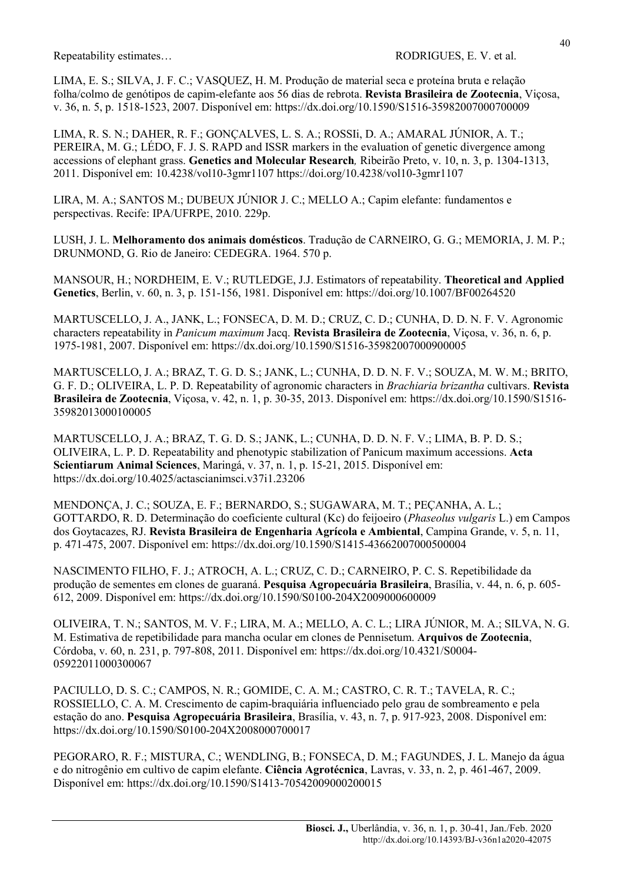LIMA, E. S.; SILVA, J. F. C.; VASQUEZ, H. M. Produção de material seca e proteína bruta e relação folha/colmo de genótipos de capim-elefante aos 56 dias de rebrota. **Revista Brasileira de Zootecnia**, Viçosa, v. 36, n. 5, p. 1518-1523, 2007. Disponível em: https://dx.doi.org/10.1590/S1516-35982007000700009

LIMA, R. S. N.; DAHER, R. F.; GONÇALVES, L. S. A.; ROSSIi, D. A.; AMARAL JÚNIOR, A. T.; PEREIRA, M. G.; LÉDO, F. J. S. RAPD and ISSR markers in the evaluation of genetic divergence among accessions of elephant grass. **Genetics and Molecular Research***,* Ribeirão Preto, v. 10, n. 3, p. 1304-1313, 2011. Disponível em: 10.4238/vol10-3gmr1107 https://doi.org/10.4238/vol10-3gmr1107

LIRA, M. A.; SANTOS M.; DUBEUX JÚNIOR J. C.; MELLO A.; Capim elefante: fundamentos e perspectivas. Recife: IPA/UFRPE, 2010. 229p.

LUSH, J. L. **Melhoramento dos animais domésticos**. Tradução de CARNEIRO, G. G.; MEMORIA, J. M. P.; DRUNMOND, G. Rio de Janeiro: CEDEGRA. 1964. 570 p.

MANSOUR, H.; NORDHEIM, E. V.; RUTLEDGE, J.J. Estimators of repeatability. **Theoretical and Applied Genetics**, Berlin, v. 60, n. 3, p. 151-156, 1981. Disponível em: https://doi.org/10.1007/BF00264520

MARTUSCELLO, J. A., JANK, L.; FONSECA, D. M. D.; CRUZ, C. D.; CUNHA, D. D. N. F. V. Agronomic characters repeatability in *Panicum maximum* Jacq. **Revista Brasileira de Zootecnia**, Viçosa, v. 36, n. 6, p. 1975-1981, 2007. Disponível em: https://dx.doi.org/10.1590/S1516-35982007000900005

MARTUSCELLO, J. A.; BRAZ, T. G. D. S.; JANK, L.; CUNHA, D. D. N. F. V.; SOUZA, M. W. M.; BRITO, G. F. D.; OLIVEIRA, L. P. D. Repeatability of agronomic characters in *Brachiaria brizantha* cultivars. **Revista Brasileira de Zootecnia**, Viçosa, v. 42, n. 1, p. 30-35, 2013. Disponível em: https://dx.doi.org/10.1590/S1516-35982013000100005

MARTUSCELLO, J. A.; BRAZ, T. G. D. S.; JANK, L.; CUNHA, D. D. N. F. V.; LIMA, B. P. D. S.; OLIVEIRA, L. P. D. Repeatability and phenotypic stabilization of Panicum maximum accessions. **Acta Scientiarum Animal Sciences**, Maringá, v. 37, n. 1, p. 15-21, 2015. Disponível em: https://dx.doi.org/10.4025/actascianimsci.v37i1.23206

MENDONÇA, J. C.; SOUZA, E. F.; BERNARDO, S.; SUGAWARA, M. T.; PEÇANHA, A. L.; GOTTARDO, R. D. Determinação do coeficiente cultural (Kc) do feijoeiro (*Phaseolus vulgaris* L.) em Campos dos Goytacazes, RJ. **Revista Brasileira de Engenharia Agrícola e Ambiental**, Campina Grande, v. 5, n. 11, p. 471-475, 2007. Disponível em: https://dx.doi.org/10.1590/S1415-43662007000500004

NASCIMENTO FILHO, F. J.; ATROCH, A. L.; CRUZ, C. D.; CARNEIRO, P. C. S. Repetibilidade da produção de sementes em clones de guaraná. **Pesquisa Agropecuária Brasileira**, Brasília, v. 44, n. 6, p. 605-612, 2009. Disponível em: https://dx.doi.org/10.1590/S0100-204X2009000600009

OLIVEIRA, T. N.; SANTOS, M. V. F.; LIRA, M. A.; MELLO, A. C. L.; LIRA JÚNIOR, M. A.; SILVA, N. G. M. Estimativa de repetibilidade para mancha ocular em clones de Pennisetum. **Arquivos de Zootecnia**, Córdoba, v. 60, n. 231, p. 797-808, 2011. Disponível em: https://dx.doi.org/10.4321/S0004-05922011000300067

PACIULLO, D. S. C.; CAMPOS, N. R.; GOMIDE, C. A. M.; CASTRO, C. R. T.; TAVELA, R. C.; ROSSIELLO, C. A. M. Crescimento de capim-braquiária influenciado pelo grau de sombreamento e pela estação do ano. **Pesquisa Agropecuária Brasileira**, Brasília, v. 43, n. 7, p. 917-923, 2008. Disponível em: https://dx.doi.org/10.1590/S0100-204X2008000700017

PEGORARO, R. F.; MISTURA, C.; WENDLING, B.; FONSECA, D. M.; FAGUNDES, J. L. Manejo da água e do nitrogênio em cultivo de capim elefante. **Ciência Agrotécnica**, Lavras, v. 33, n. 2, p. 461-467, 2009. Disponível em: https://dx.doi.org/10.1590/S1413-70542009000200015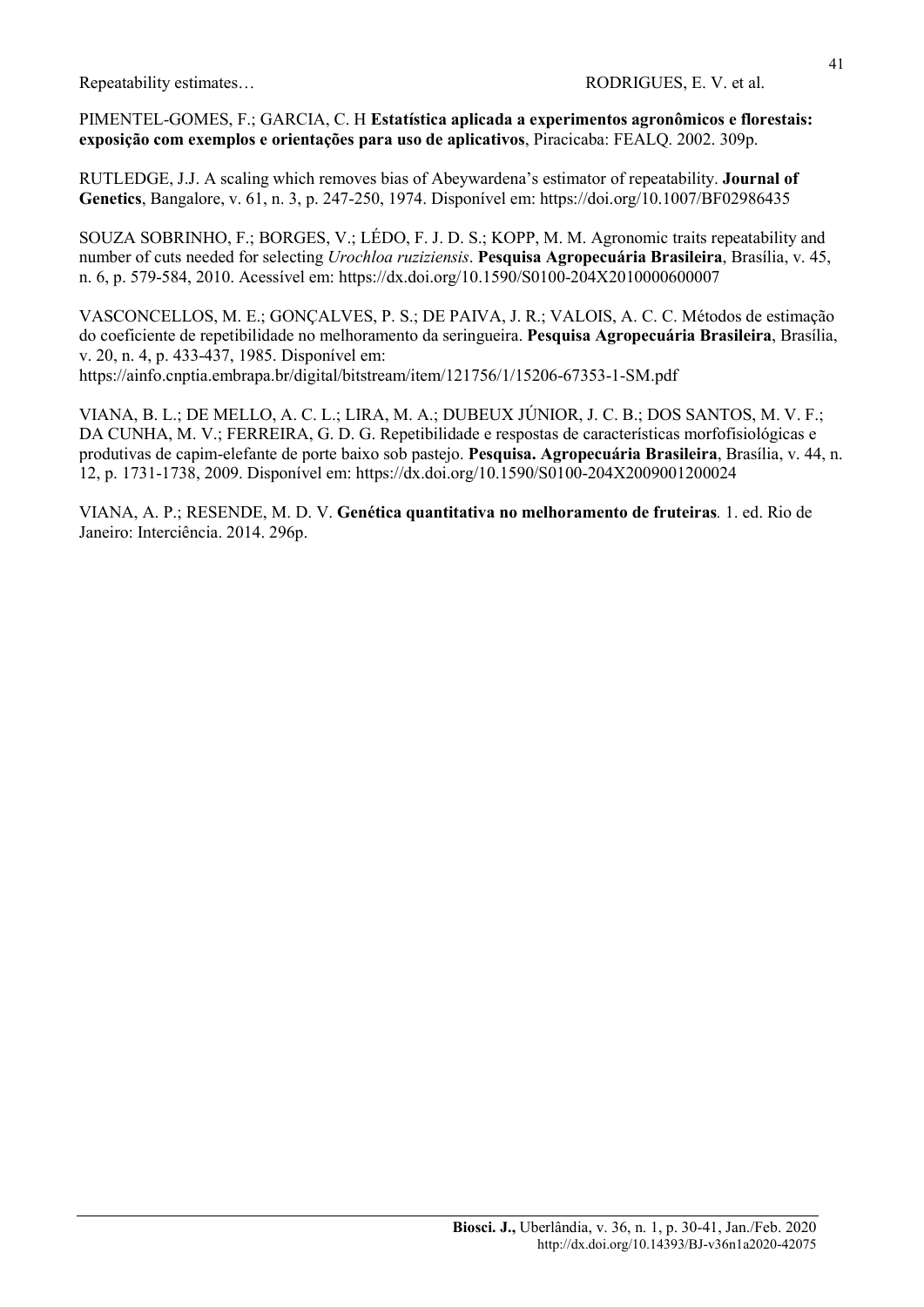PIMENTEL-GOMES, F.; GARCIA, C. H **Estatística aplicada a experimentos agronômicos e florestais: exposição com exemplos e orientações para uso de aplicativos**, Piracicaba: FEALQ. 2002. 309p.

RUTLEDGE, J.J. A scaling which removes bias of Abeywardena's estimator of repeatability. **Journal of Genetics**, Bangalore, v. 61, n. 3, p. 247-250, 1974. Disponível em: https://doi.org/10.1007/BF02986435

SOUZA SOBRINHO, F.; BORGES, V.; LÉDO, F. J. D. S.; KOPP, M. M. Agronomic traits repeatability and number of cuts needed for selecting *Urochloa ruziziensis*. **Pesquisa Agropecuária Brasileira**, Brasília, v. 45, n. 6, p. 579-584, 2010. Acessível em: https://dx.doi.org/10.1590/S0100-204X2010000600007

VASCONCELLOS, M. E.; GONÇALVES, P. S.; DE PAIVA, J. R.; VALOIS, A. C. C. Métodos de estimação do coeficiente de repetibilidade no melhoramento da seringueira. **Pesquisa Agropecuária Brasileira**, Brasília, v. 20, n. 4, p. 433-437, 1985. Disponível em: https://ainfo.cnptia.embrapa.br/digital/bitstream/item/121756/1/15206-67353-1-SM.pdf

VIANA, B. L.; DE MELLO, A. C. L.; LIRA, M. A.; DUBEUX JÚNIOR, J. C. B.; DOS SANTOS, M. V. F.; DA CUNHA, M. V.; FERREIRA, G. D. G. Repetibilidade e respostas de características morfofisiológicas e produtivas de capim-elefante de porte baixo sob pastejo. **Pesquisa. Agropecuária Brasileira**, Brasília, v. 44, n. 12, p. 1731-1738, 2009. Disponível em: https://dx.doi.org/10.1590/S0100-204X2009001200024

VIANA, A. P.; RESENDE, M. D. V. **Genética quantitativa no melhoramento de fruteiras**. 1. ed. Rio de Janeiro: Interciência. 2014. 296p.